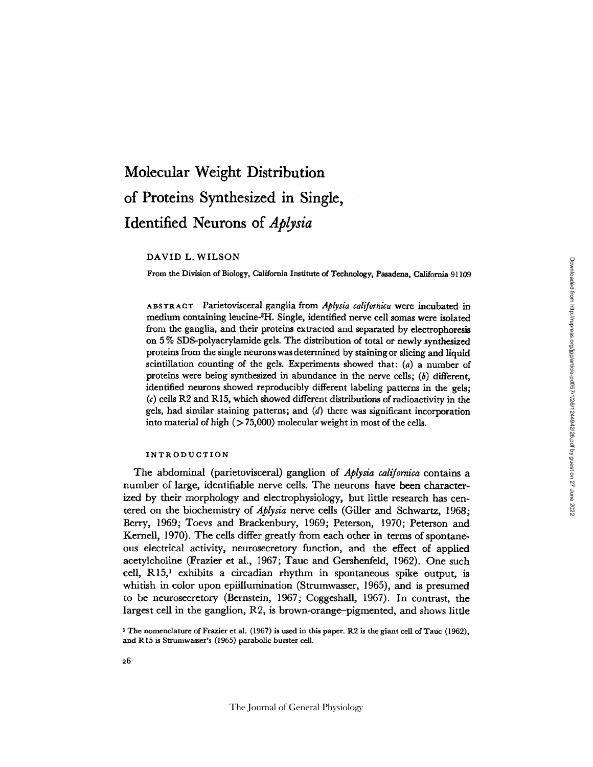# Molecular Weight Distribution of Proteins Synthesized in Single, Identified Neurons of *Aplysia*

DAVID L. WILSON

From the Division of Biology, California Institute of Technology, Pasadena, California 91109

ABSTRACT Parietovisceral ganglia from *Aplysia californica* were incubated in medium containing leucine-$^3$H. Single, identified nerve cell somas were isolated from the ganglia, and their proteins extracted and separated by electrophoresis on 5% SDS-polyacrylamide gels. The distribution of total or newly synthesized proteins from the single neurons was determined by staining or slicing and liquid scintillation counting of the gels. Experiments showed that: (*a*) a number of proteins were being synthesized in abundance in the nerve cells; (*b*) different, identified neurons showed reproducibly different labeling patterns in the gels; (*c*) cells R2 and R15, which showed different distributions of radioactivity in the gels, had similar staining patterns; and (*d*) there was significant incorporation into material of high (>75,000) molecular weight in most of the cells.

## INTRODUCTION

The abdominal (parietovisceral) ganglion of *Aplysia californica* contains a number of large, identifiable nerve cells. The neurons have been characterized by their morphology and electrophysiology, but little research has centered on the biochemistry of *Aplysia* nerve cells (Giller and Schwartz, 1968; Berry, 1969; Toevs and Brackenbury, 1969; Peterson, 1970; Peterson and Kernell, 1970). The cells differ greatly from each other in terms of spontaneous electrical activity, neurosecretory function, and the effect of applied acetylcholine (Frazier et al., 1967; Tauc and Gershenfeld, 1962). One such cell, R15,[1] exhibits a circadian rhythm in spontaneous spike output, is whitish in color upon epiillumination (Strumwasser, 1965), and is presumed to be neurosecretory (Bernstein, 1967; Coggeshall, 1967). In contrast, the largest cell in the ganglion, R2, is brown-orange–pigmented, and shows little

[1] The nomenclature of Frazier et al. (1967) is used in this paper. R2 is the giant cell of Tauc (1962), and R15 is Strumwasser's (1965) parabolic burster cell.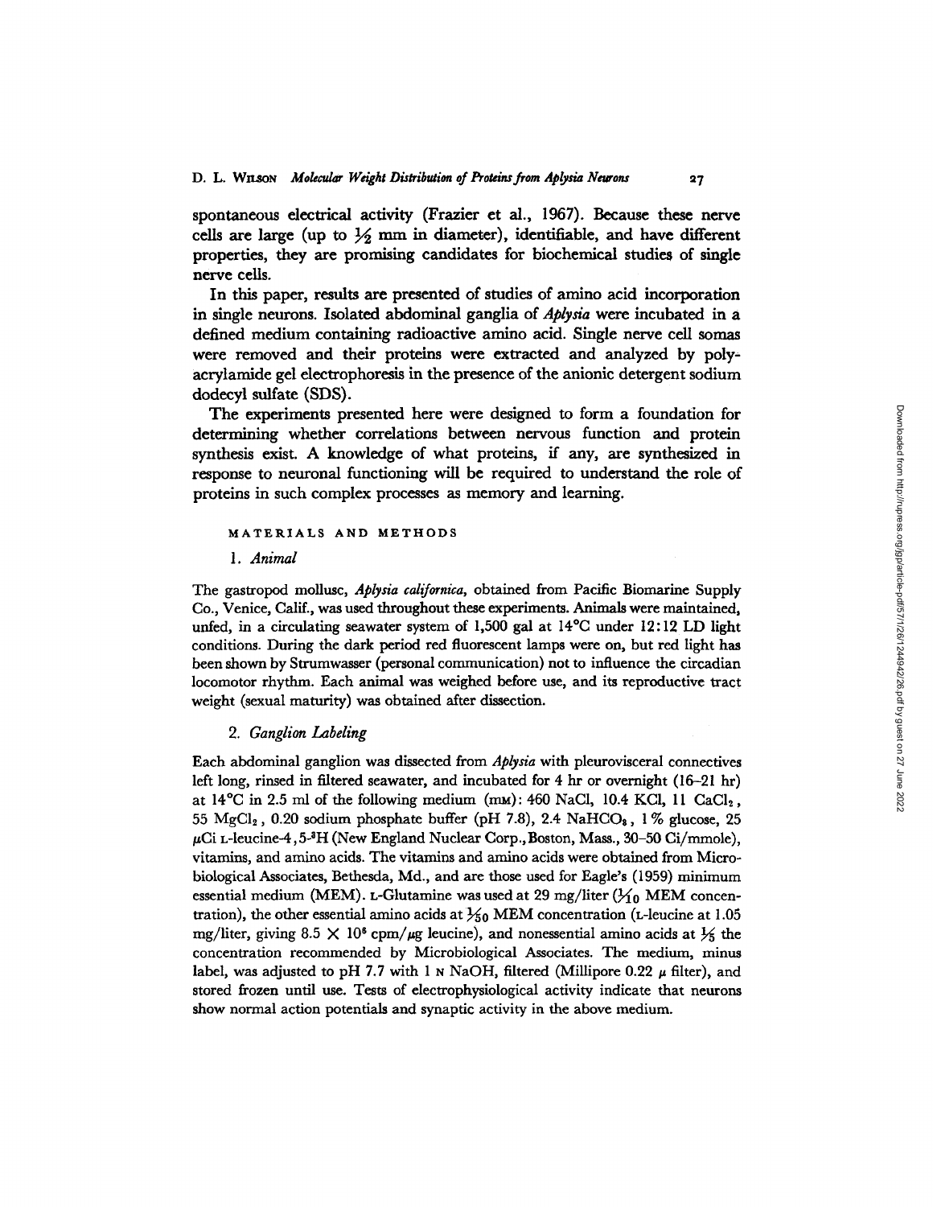spontaneous electrical activity (Frazier et al., 1967). Because these nerve cells are large (up to ½ mm in diameter), identifiable, and have different properties, they are promising candidates for biochemical studies of single nerve cells.

In this paper, results are presented of studies of amino acid incorporation in single neurons. Isolated abdominal ganglia of *Aplysia* were incubated in a defined medium containing radioactive amino acid. Single nerve cell somas were removed and their proteins were extracted and analyzed by polyacrylamide gel electrophoresis in the presence of the anionic detergent sodium dodecyl sulfate (SDS).

The experiments presented here were designed to form a foundation for determining whether correlations between nervous function and protein synthesis exist. A knowledge of what proteins, if any, are synthesized in response to neuronal functioning will be required to understand the role of proteins in such complex processes as memory and learning.

## MATERIALS AND METHODS

### 1. *Animal*

The gastropod mollusc, *Aplysia californica*, obtained from Pacific Biomarine Supply Co., Venice, Calif., was used throughout these experiments. Animals were maintained, unfed, in a circulating seawater system of 1,500 gal at 14°C under 12:12 LD light conditions. During the dark period red fluorescent lamps were on, but red light has been shown by Strumwasser (personal communication) not to influence the circadian locomotor rhythm. Each animal was weighed before use, and its reproductive tract weight (sexual maturity) was obtained after dissection.

### 2. *Ganglion Labeling*

Each abdominal ganglion was dissected from *Aplysia* with pleurovisceral connectives left long, rinsed in filtered seawater, and incubated for 4 hr or overnight (16–21 hr) at 14°C in 2.5 ml of the following medium (mM): 460 NaCl, 10.4 KCl, 11 $CaCl_2$, 55 $MgCl_2$, 0.20 sodium phosphate buffer (pH 7.8), 2.4 $NaHCO_3$, 1% glucose, 25 μCi L-leucine-4,5-$^3$H (New England Nuclear Corp., Boston, Mass., 30–50 Ci/mmole), vitamins, and amino acids. The vitamins and amino acids were obtained from Microbiological Associates, Bethesda, Md., and are those used for Eagle's (1959) minimum essential medium (MEM). L-Glutamine was used at 29 mg/liter ($1/10$ MEM concentration), the other essential amino acids at $1/50$ MEM concentration (L-leucine at 1.05 mg/liter, giving $8.5 \times 10^6$ cpm/μg leucine), and nonessential amino acids at $1/5$ the concentration recommended by Microbiological Associates. The medium, minus label, was adjusted to pH 7.7 with 1 N NaOH, filtered (Millipore 0.22 μ filter), and stored frozen until use. Tests of electrophysiological activity indicate that neurons show normal action potentials and synaptic activity in the above medium.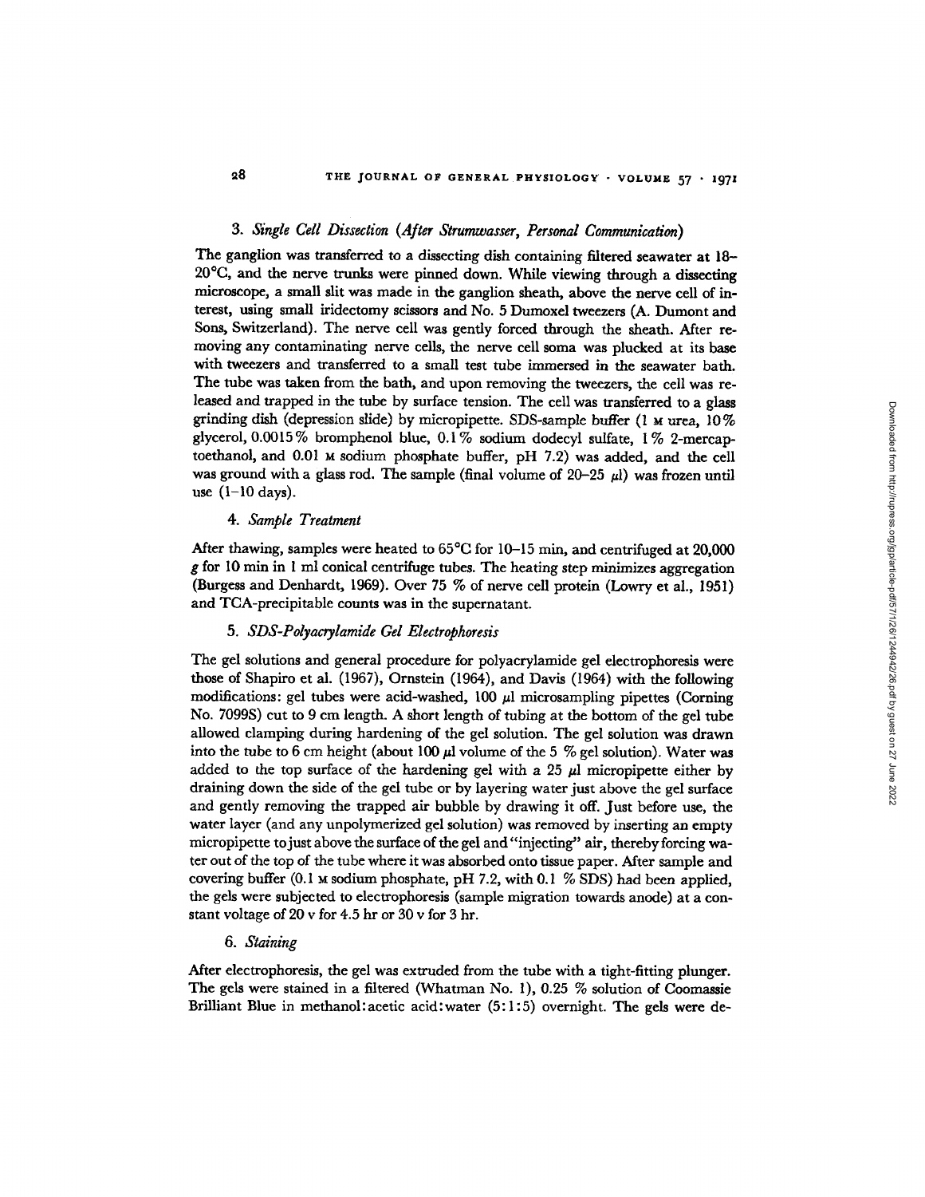### 3. *Single Cell Dissection (After Strumwasser, Personal Communication)*

The ganglion was transferred to a dissecting dish containing filtered seawater at 18–20°C, and the nerve trunks were pinned down. While viewing through a dissecting microscope, a small slit was made in the ganglion sheath, above the nerve cell of interest, using small iridectomy scissors and No. 5 Dumoxel tweezers (A. Dumont and Sons, Switzerland). The nerve cell was gently forced through the sheath. After removing any contaminating nerve cells, the nerve cell soma was plucked at its base with tweezers and transferred to a small test tube immersed in the seawater bath. The tube was taken from the bath, and upon removing the tweezers, the cell was released and trapped in the tube by surface tension. The cell was transferred to a glass grinding dish (depression slide) by micropipette. SDS-sample buffer (1 M urea, 10% glycerol, 0.0015% bromphenol blue, 0.1% sodium dodecyl sulfate, 1% 2-mercaptoethanol, and 0.01 M sodium phosphate buffer, pH 7.2) was added, and the cell was ground with a glass rod. The sample (final volume of 20–25 μl) was frozen until use (1–10 days).

### 4. *Sample Treatment*

After thawing, samples were heated to 65°C for 10–15 min, and centrifuged at 20,000 *g* for 10 min in 1 ml conical centrifuge tubes. The heating step minimizes aggregation (Burgess and Denhardt, 1969). Over 75 % of nerve cell protein (Lowry et al., 1951) and TCA-precipitable counts was in the supernatant.

### 5. *SDS-Polyacrylamide Gel Electrophoresis*

The gel solutions and general procedure for polyacrylamide gel electrophoresis were those of Shapiro et al. (1967), Ornstein (1964), and Davis (1964) with the following modifications: gel tubes were acid-washed, 100 μl microsampling pipettes (Corning No. 7099S) cut to 9 cm length. A short length of tubing at the bottom of the gel tube allowed clamping during hardening of the gel solution. The gel solution was drawn into the tube to 6 cm height (about 100 μl volume of the 5 % gel solution). Water was added to the top surface of the hardening gel with a 25 μl micropipette either by draining down the side of the gel tube or by layering water just above the gel surface and gently removing the trapped air bubble by drawing it off. Just before use, the water layer (and any unpolymerized gel solution) was removed by inserting an empty micropipette to just above the surface of the gel and "injecting" air, thereby forcing water out of the top of the tube where it was absorbed onto tissue paper. After sample and covering buffer (0.1 M sodium phosphate, pH 7.2, with 0.1 % SDS) had been applied, the gels were subjected to electrophoresis (sample migration towards anode) at a constant voltage of 20 v for 4.5 hr or 30 v for 3 hr.

### 6. *Staining*

After electrophoresis, the gel was extruded from the tube with a tight-fitting plunger. The gels were stained in a filtered (Whatman No. 1), 0.25 % solution of Coomassie Brilliant Blue in methanol:acetic acid:water (5:1:5) overnight. The gels were de-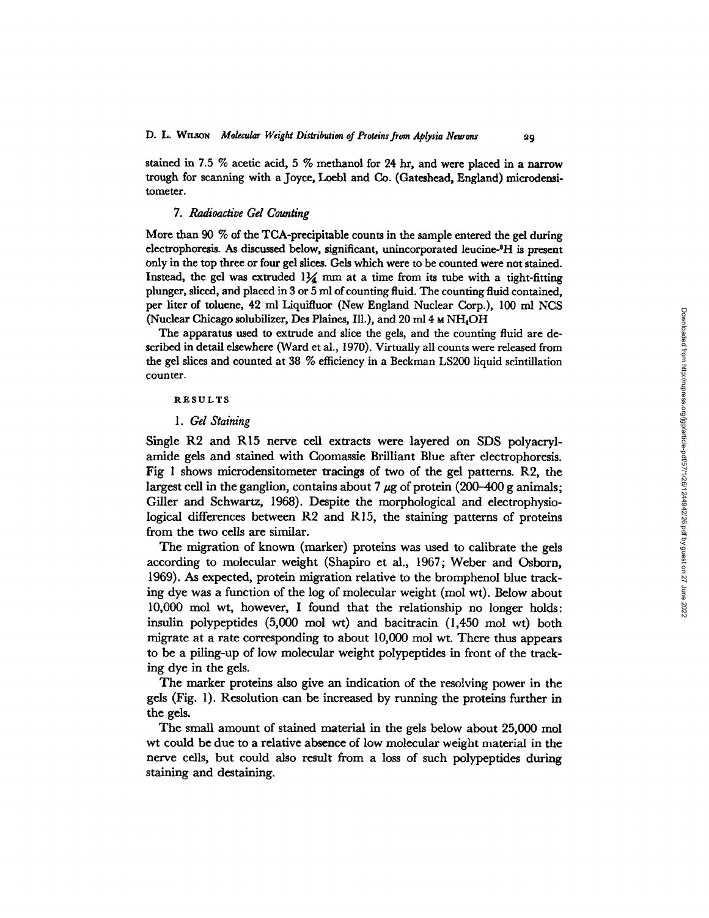stained in 7.5 % acetic acid, 5 % methanol for 24 hr, and were placed in a narrow trough for scanning with a Joyce, Loebl and Co. (Gateshead, England) microdensitometer.

### 7. *Radioactive Gel Counting*

More than 90 % of the TCA-precipitable counts in the sample entered the gel during electrophoresis. As discussed below, significant, unincorporated leucine-$^3$H is present only in the top three or four gel slices. Gels which were to be counted were not stained. Instead, the gel was extruded $1\frac{1}{4}$ mm at a time from its tube with a tight-fitting plunger, sliced, and placed in 3 or 5 ml of counting fluid. The counting fluid contained, per liter of toluene, 42 ml Liquifluor (New England Nuclear Corp.), 100 ml NCS (Nuclear Chicago solubilizer, Des Plaines, Ill.), and 20 ml 4 M $NH_4OH$

The apparatus used to extrude and slice the gels, and the counting fluid are described in detail elsewhere (Ward et al., 1970). Virtually all counts were released from the gel slices and counted at 38 % efficiency in a Beckman LS200 liquid scintillation counter.

## RESULTS

### 1. *Gel Staining*

Single R2 and R15 nerve cell extracts were layered on SDS polyacrylamide gels and stained with Coomassie Brilliant Blue after electrophoresis. Fig 1 shows microdensitometer tracings of two of the gel patterns. R2, the largest cell in the ganglion, contains about 7 $\mu$g of protein (200–400 g animals; Giller and Schwartz, 1968). Despite the morphological and electrophysiological differences between R2 and R15, the staining patterns of proteins from the two cells are similar.

The migration of known (marker) proteins was used to calibrate the gels according to molecular weight (Shapiro et al., 1967; Weber and Osborn, 1969). As expected, protein migration relative to the bromphenol blue tracking dye was a function of the log of molecular weight (mol wt). Below about 10,000 mol wt, however, I found that the relationship no longer holds: insulin polypeptides (5,000 mol wt) and bacitracin (1,450 mol wt) both migrate at a rate corresponding to about 10,000 mol wt. There thus appears to be a piling-up of low molecular weight polypeptides in front of the tracking dye in the gels.

The marker proteins also give an indication of the resolving power in the gels (Fig. 1). Resolution can be increased by running the proteins further in the gels.

The small amount of stained material in the gels below about 25,000 mol wt could be due to a relative absence of low molecular weight material in the nerve cells, but could also result from a loss of such polypeptides during staining and destaining.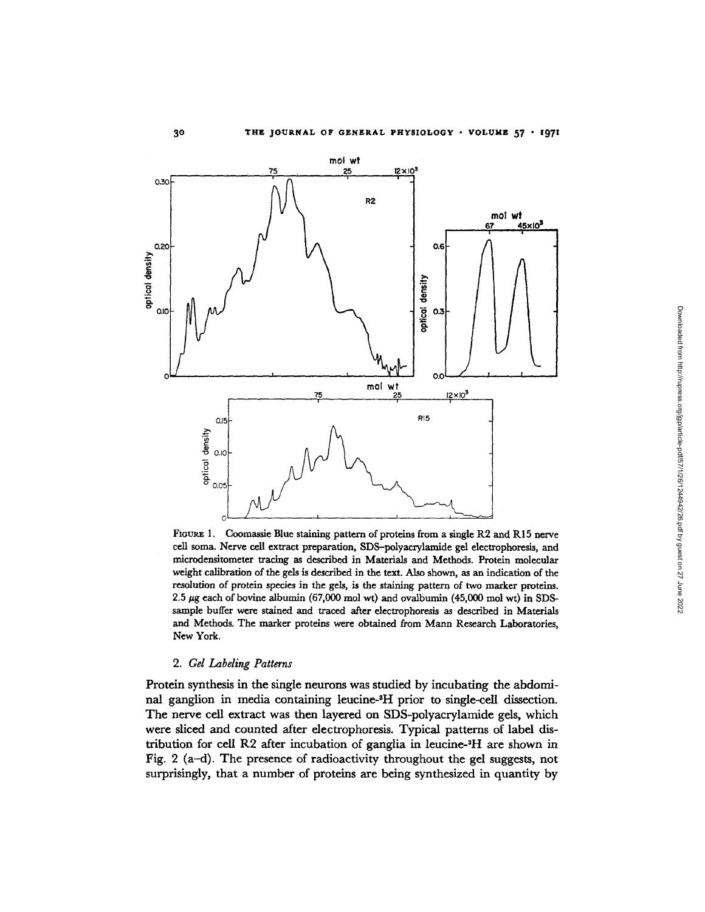FIGURE 1. Coomassie Blue staining pattern of proteins from a single R2 and R15 nerve cell soma. Nerve cell extract preparation, SDS-polyacrylamide gel electrophoresis, and microdensitometer tracing as described in Materials and Methods. Protein molecular weight calibration of the gels is described in the text. Also shown, as an indication of the resolution of protein species in the gels, is the staining pattern of two marker proteins. 2.5 μg each of bovine albumin (67,000 mol wt) and ovalbumin (45,000 mol wt) in SDS-sample buffer were stained and traced after electrophoresis as described in Materials and Methods. The marker proteins were obtained from Mann Research Laboratories, New York.

### 2. *Gel Labeling Patterns*

Protein synthesis in the single neurons was studied by incubating the abdominal ganglion in media containing leucine-$^{3}$H prior to single-cell dissection. The nerve cell extract was then layered on SDS-polyacrylamide gels, which were sliced and counted after electrophoresis. Typical patterns of label distribution for cell R2 after incubation of ganglia in leucine-$^{3}$H are shown in Fig. 2 (a–d). The presence of radioactivity throughout the gel suggests, not surprisingly, that a number of proteins are being synthesized in quantity by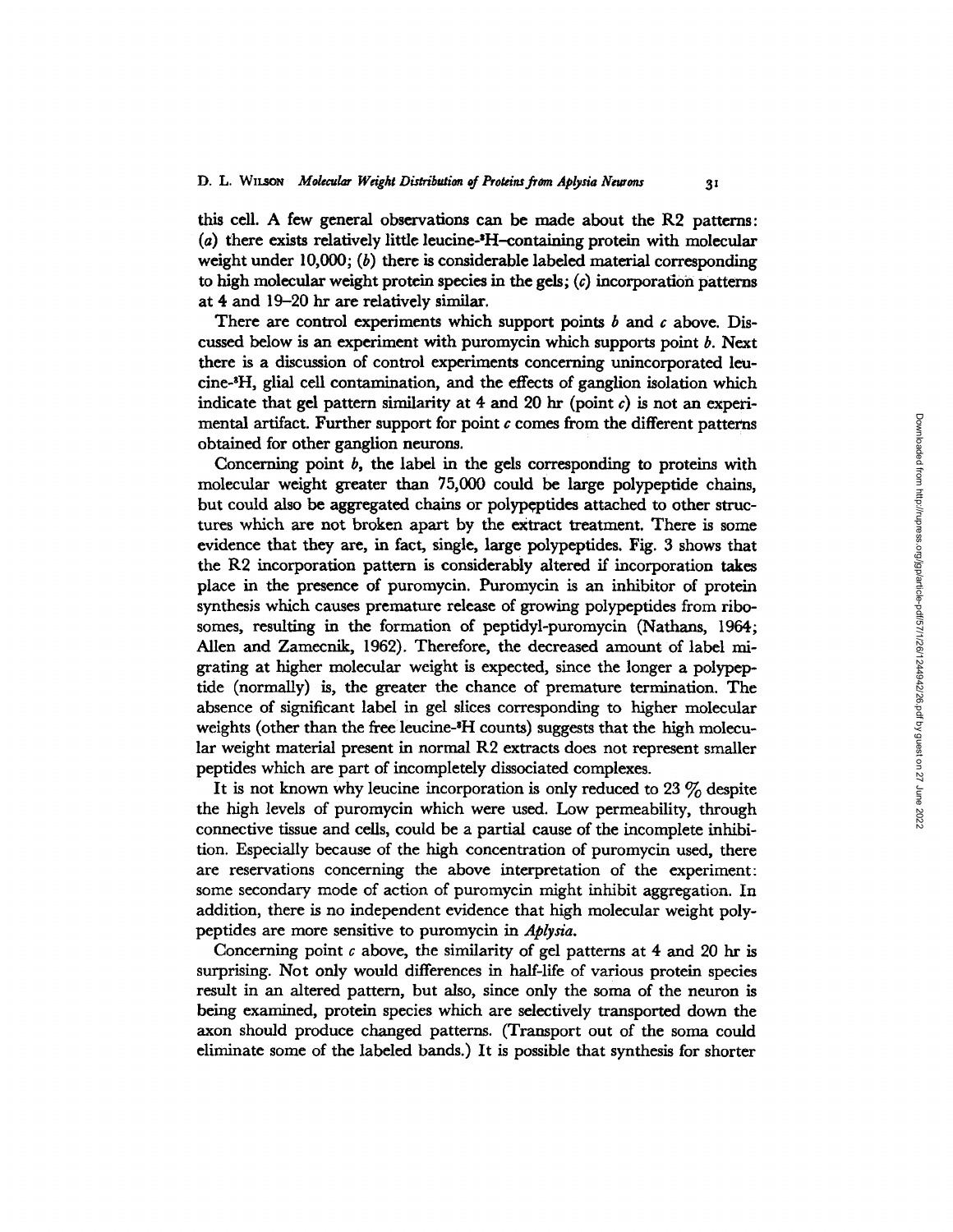this cell. A few general observations can be made about the R2 patterns: (*a*) there exists relatively little leucine-$^3$H–containing protein with molecular weight under 10,000; (*b*) there is considerable labeled material corresponding to high molecular weight protein species in the gels; (*c*) incorporation patterns at 4 and 19–20 hr are relatively similar.

There are control experiments which support points *b* and *c* above. Discussed below is an experiment with puromycin which supports point *b*. Next there is a discussion of control experiments concerning unincorporated leucine-$^3$H, glial cell contamination, and the effects of ganglion isolation which indicate that gel pattern similarity at 4 and 20 hr (point *c*) is not an experimental artifact. Further support for point *c* comes from the different patterns obtained for other ganglion neurons.

Concerning point *b*, the label in the gels corresponding to proteins with molecular weight greater than 75,000 could be large polypeptide chains, but could also be aggregated chains or polypeptides attached to other structures which are not broken apart by the extract treatment. There is some evidence that they are, in fact, single, large polypeptides. Fig. 3 shows that the R2 incorporation pattern is considerably altered if incorporation takes place in the presence of puromycin. Puromycin is an inhibitor of protein synthesis which causes premature release of growing polypeptides from ribosomes, resulting in the formation of peptidyl-puromycin (Nathans, 1964; Allen and Zamecnik, 1962). Therefore, the decreased amount of label migrating at higher molecular weight is expected, since the longer a polypeptide (normally) is, the greater the chance of premature termination. The absence of significant label in gel slices corresponding to higher molecular weights (other than the free leucine-$^3$H counts) suggests that the high molecular weight material present in normal R2 extracts does not represent smaller peptides which are part of incompletely dissociated complexes.

It is not known why leucine incorporation is only reduced to 23 % despite the high levels of puromycin which were used. Low permeability, through connective tissue and cells, could be a partial cause of the incomplete inhibition. Especially because of the high concentration of puromycin used, there are reservations concerning the above interpretation of the experiment: some secondary mode of action of puromycin might inhibit aggregation. In addition, there is no independent evidence that high molecular weight polypeptides are more sensitive to puromycin in *Aplysia*.

Concerning point *c* above, the similarity of gel patterns at 4 and 20 hr is surprising. Not only would differences in half-life of various protein species result in an altered pattern, but also, since only the soma of the neuron is being examined, protein species which are selectively transported down the axon should produce changed patterns. (Transport out of the soma could eliminate some of the labeled bands.) It is possible that synthesis for shorter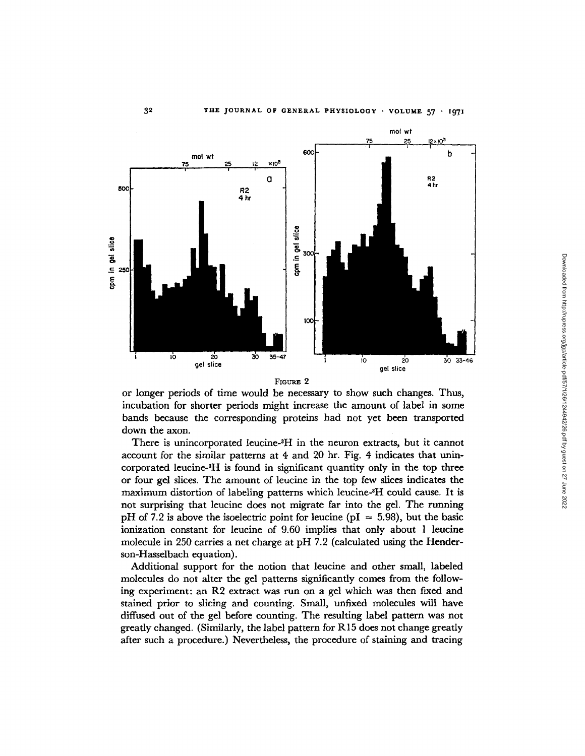FIGURE 2

or longer periods of time would be necessary to show such changes. Thus, incubation for shorter periods might increase the amount of label in some bands because the corresponding proteins had not yet been transported down the axon.

There is unincorporated leucine-$^3$H in the neuron extracts, but it cannot account for the similar patterns at 4 and 20 hr. Fig. 4 indicates that unincorporated leucine-$^3$H is found in significant quantity only in the top three or four gel slices. The amount of leucine in the top few slices indicates the maximum distortion of labeling patterns which leucine-$^3$H could cause. It is not surprising that leucine does not migrate far into the gel. The running pH of 7.2 is above the isoelectric point for leucine (pI = 5.98), but the basic ionization constant for leucine of 9.60 implies that only about 1 leucine molecule in 250 carries a net charge at pH 7.2 (calculated using the Henderson-Hasselbach equation).

Additional support for the notion that leucine and other small, labeled molecules do not alter the gel patterns significantly comes from the following experiment: an R2 extract was run on a gel which was then fixed and stained prior to slicing and counting. Small, unfixed molecules will have diffused out of the gel before counting. The resulting label pattern was not greatly changed. (Similarly, the label pattern for R15 does not change greatly after such a procedure.) Nevertheless, the procedure of staining and tracing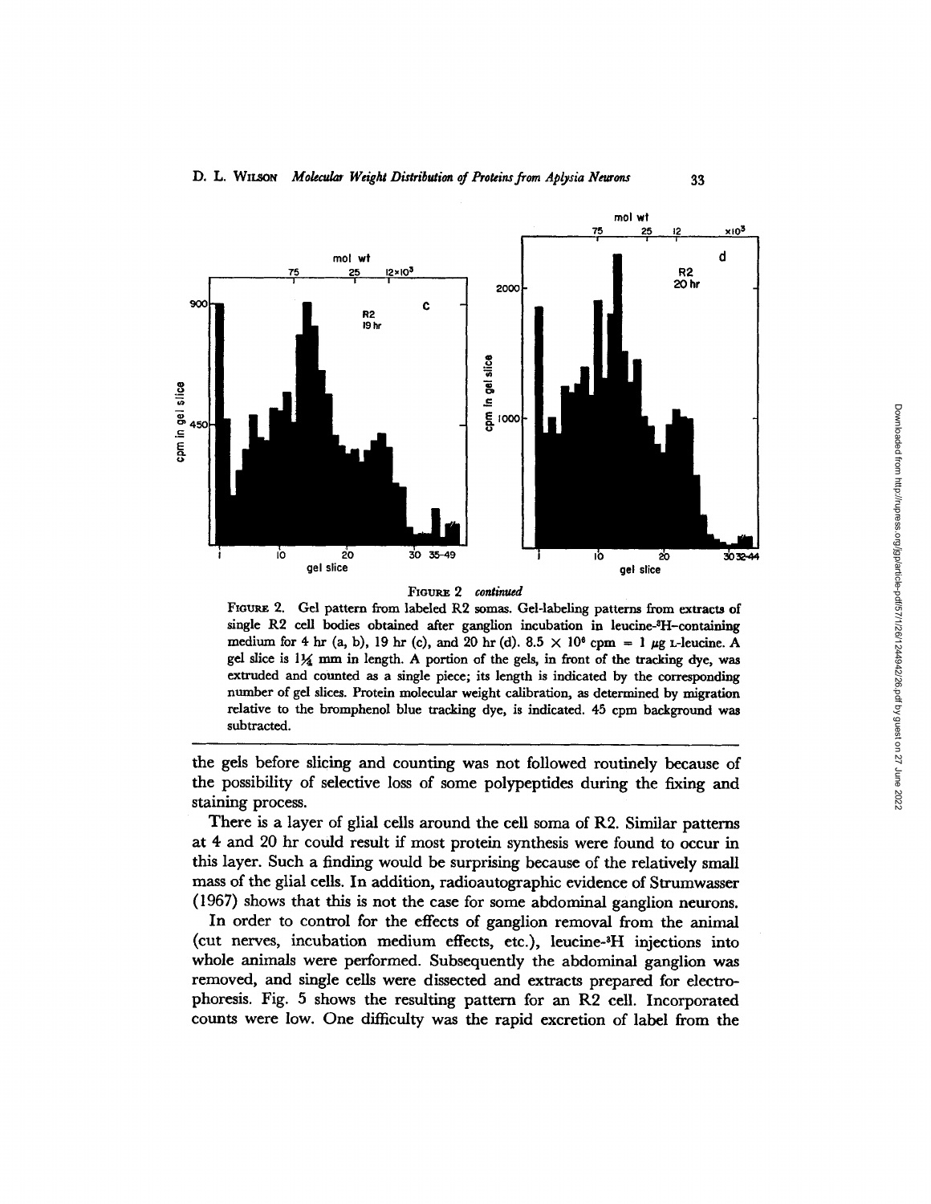FIGURE 2 *continued*

FIGURE 2. Gel pattern from labeled R2 somas. Gel-labeling patterns from extracts of single R2 cell bodies obtained after ganglion incubation in leucine-$^3$H-containing medium for 4 hr (a, b), 19 hr (c), and 20 hr (d). $8.5 \times 10^6$ cpm = 1 $\mu$g L-leucine. A gel slice is $1\frac{1}{4}$ mm in length. A portion of the gels, in front of the tracking dye, was extruded and counted as a single piece; its length is indicated by the corresponding number of gel slices. Protein molecular weight calibration, as determined by migration relative to the bromphenol blue tracking dye, is indicated. 45 cpm background was subtracted.

the gels before slicing and counting was not followed routinely because of the possibility of selective loss of some polypeptides during the fixing and staining process.

There is a layer of glial cells around the cell soma of R2. Similar patterns at 4 and 20 hr could result if most protein synthesis were found to occur in this layer. Such a finding would be surprising because of the relatively small mass of the glial cells. In addition, radioautographic evidence of Strumwasser (1967) shows that this is not the case for some abdominal ganglion neurons.

In order to control for the effects of ganglion removal from the animal (cut nerves, incubation medium effects, etc.), leucine-$^3$H injections into whole animals were performed. Subsequently the abdominal ganglion was removed, and single cells were dissected and extracts prepared for electrophoresis. Fig. 5 shows the resulting pattern for an R2 cell. Incorporated counts were low. One difficulty was the rapid excretion of label from the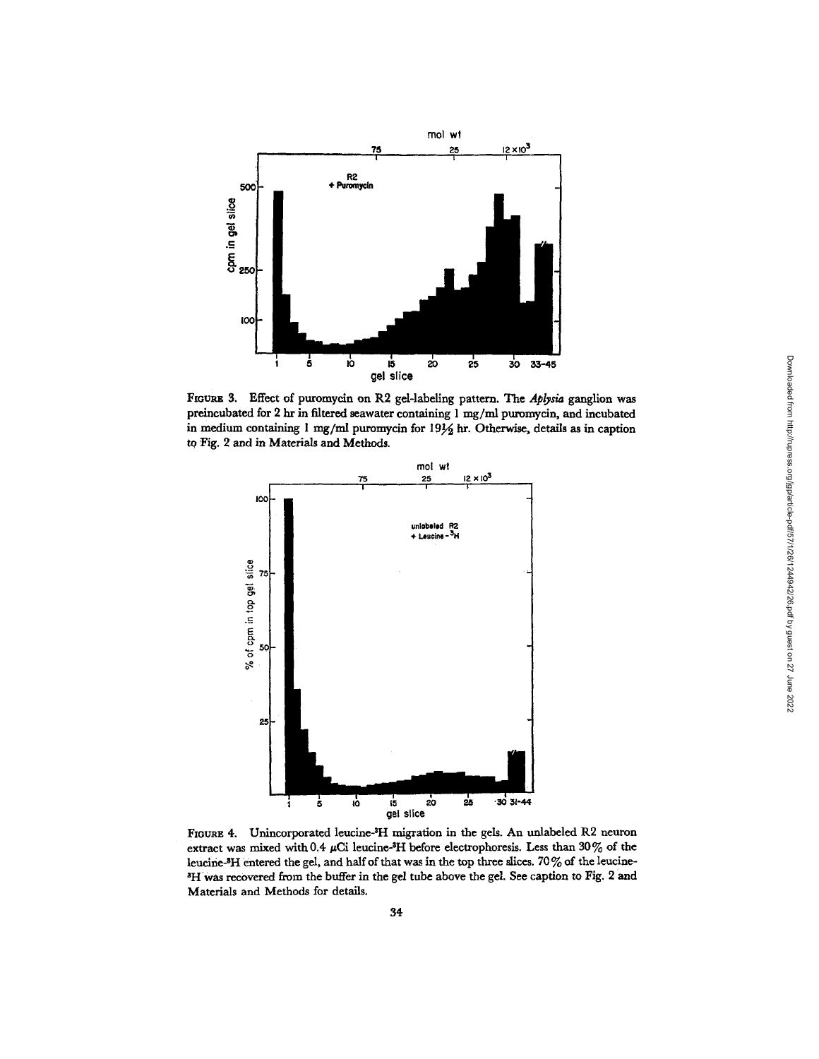FIGURE 3. Effect of puromycin on R2 gel-labeling pattern. The *Aplysia* ganglion was preincubated for 2 hr in filtered seawater containing 1 mg/ml puromycin, and incubated in medium containing 1 mg/ml puromycin for 19½ hr. Otherwise, details as in caption to Fig. 2 and in Materials and Methods.

FIGURE 4. Unincorporated leucine-$^3H$ migration in the gels. An unlabeled R2 neuron extract was mixed with 0.4 μCi leucine-$^3H$ before electrophoresis. Less than 30% of the leucine-$^3H$ entered the gel, and half of that was in the top three slices. 70% of the leucine-$^3H$ was recovered from the buffer in the gel tube above the gel. See caption to Fig. 2 and Materials and Methods for details.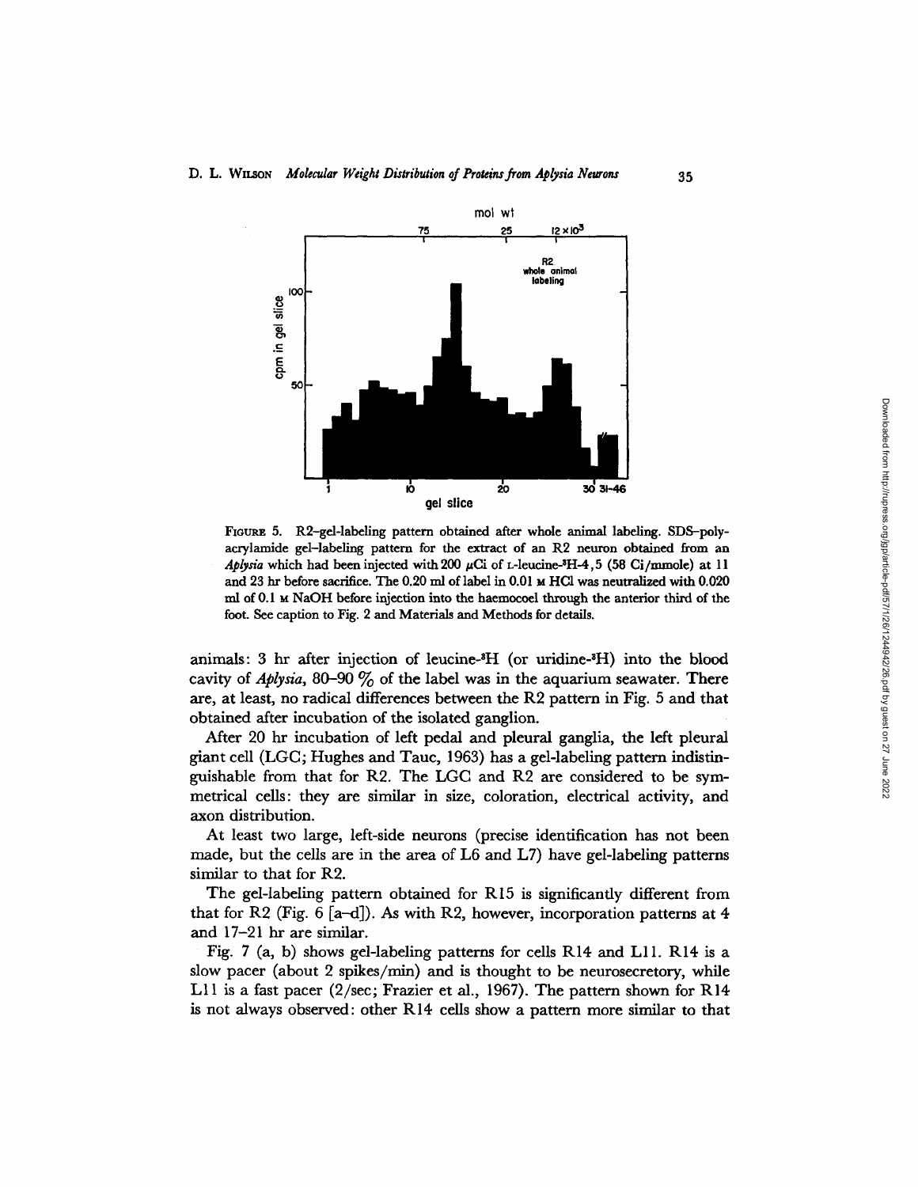FIGURE 5. R2–gel-labeling pattern obtained after whole animal labeling. SDS–polyacrylamide gel–labeling pattern for the extract of an R2 neuron obtained from an *Aplysia* which had been injected with 200 μCi of L-leucine-$^3$H-4,5 (58 Ci/mmole) at 11 and 23 hr before sacrifice. The 0.20 ml of label in 0.01 M HCl was neutralized with 0.020 ml of 0.1 M NaOH before injection into the haemocoel through the anterior third of the foot. See caption to Fig. 2 and Materials and Methods for details.

animals: 3 hr after injection of leucine-$^3$H (or uridine-$^3$H) into the blood cavity of *Aplysia*, 80–90 % of the label was in the aquarium seawater. There are, at least, no radical differences between the R2 pattern in Fig. 5 and that obtained after incubation of the isolated ganglion.

After 20 hr incubation of left pedal and pleural ganglia, the left pleural giant cell (LGC; Hughes and Tauc, 1963) has a gel-labeling pattern indistinguishable from that for R2. The LGC and R2 are considered to be symmetrical cells: they are similar in size, coloration, electrical activity, and axon distribution.

At least two large, left-side neurons (precise identification has not been made, but the cells are in the area of L6 and L7) have gel-labeling patterns similar to that for R2.

The gel-labeling pattern obtained for R15 is significantly different from that for R2 (Fig. 6 [a–d]). As with R2, however, incorporation patterns at 4 and 17–21 hr are similar.

Fig. 7 (a, b) shows gel-labeling patterns for cells R14 and L11. R14 is a slow pacer (about 2 spikes/min) and is thought to be neurosecretory, while L11 is a fast pacer (2/sec; Frazier et al., 1967). The pattern shown for R14 is not always observed: other R14 cells show a pattern more similar to that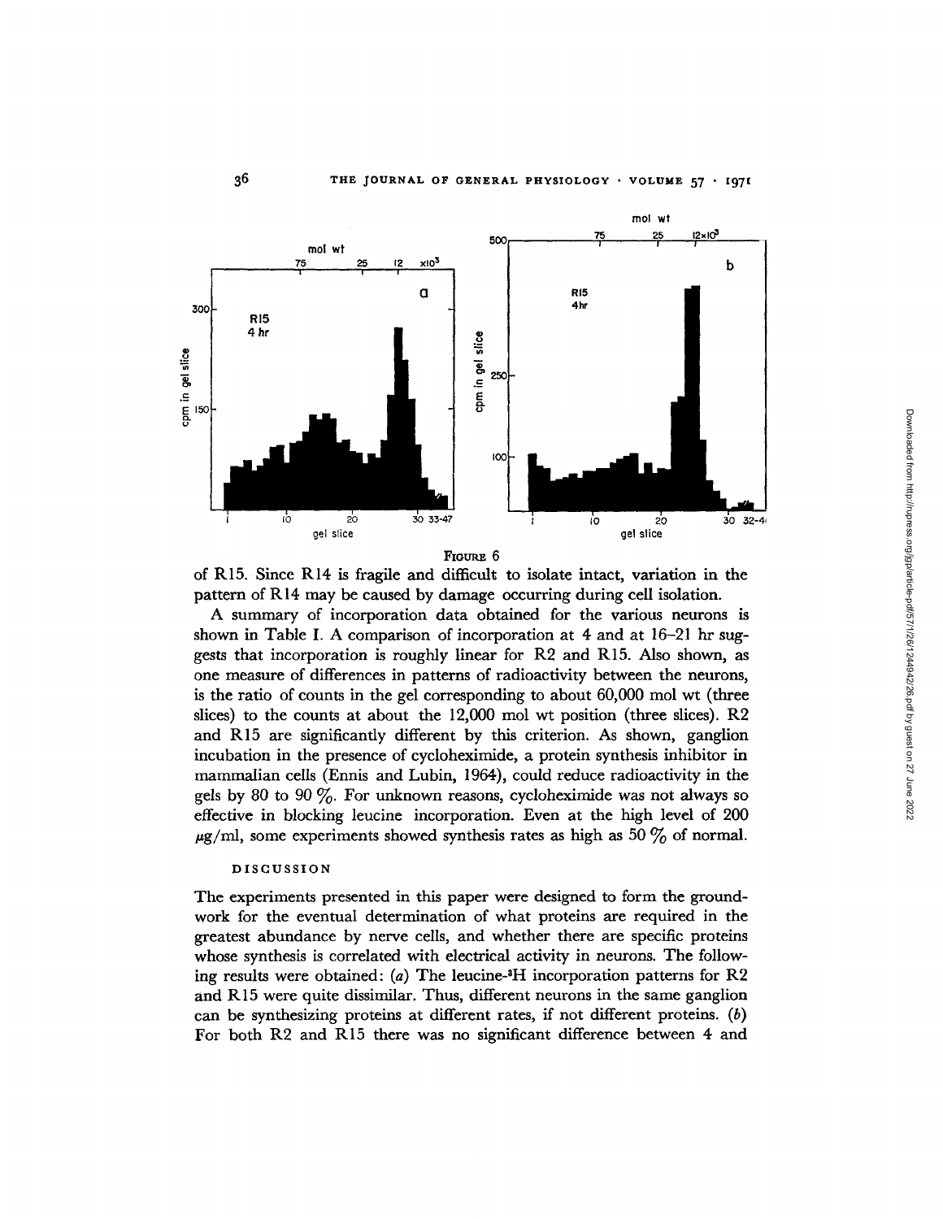FIGURE 6

of R15. Since R14 is fragile and difficult to isolate intact, variation in the pattern of R14 may be caused by damage occurring during cell isolation.

A summary of incorporation data obtained for the various neurons is shown in Table I. A comparison of incorporation at 4 and at 16–21 hr suggests that incorporation is roughly linear for R2 and R15. Also shown, as one measure of differences in patterns of radioactivity between the neurons, is the ratio of counts in the gel corresponding to about 60,000 mol wt (three slices) to the counts at about the 12,000 mol wt position (three slices). R2 and R15 are significantly different by this criterion. As shown, ganglion incubation in the presence of cycloheximide, a protein synthesis inhibitor in mammalian cells (Ennis and Lubin, 1964), could reduce radioactivity in the gels by 80 to 90 %. For unknown reasons, cycloheximide was not always so effective in blocking leucine incorporation. Even at the high level of 200 $\mu$g/ml, some experiments showed synthesis rates as high as 50 % of normal.

## DISCUSSION

The experiments presented in this paper were designed to form the groundwork for the eventual determination of what proteins are required in the greatest abundance by nerve cells, and whether there are specific proteins whose synthesis is correlated with electrical activity in neurons. The following results were obtained: (*a*) The leucine-$^3$H incorporation patterns for R2 and R15 were quite dissimilar. Thus, different neurons in the same ganglion can be synthesizing proteins at different rates, if not different proteins. (*b*) For both R2 and R15 there was no significant difference between 4 and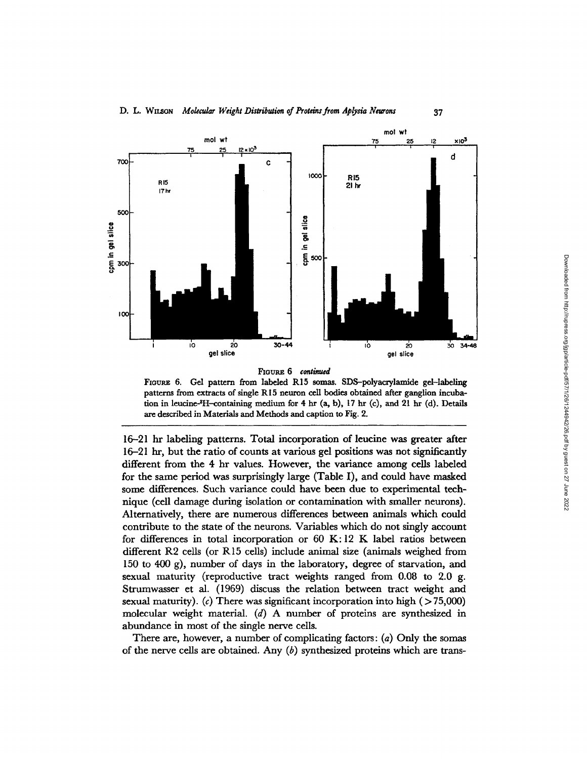FIGURE 6 *continued*

FIGURE 6. Gel pattern from labeled R15 somas. SDS–polyacrylamide gel–labeling patterns from extracts of single R15 neuron cell bodies obtained after ganglion incubation in leucine-$^3$H–containing medium for 4 hr (a, b), 17 hr (c), and 21 hr (d). Details are described in Materials and Methods and caption to Fig. 2.

16–21 hr labeling patterns. Total incorporation of leucine was greater after 16–21 hr, but the ratio of counts at various gel positions was not significantly different from the 4 hr values. However, the variance among cells labeled for the same period was surprisingly large (Table I), and could have masked some differences. Such variance could have been due to experimental technique (cell damage during isolation or contamination with smaller neurons). Alternatively, there are numerous differences between animals which could contribute to the state of the neurons. Variables which do not singly account for differences in total incorporation or 60 K:12 K label ratios between different R2 cells (or R15 cells) include animal size (animals weighed from 150 to 400 g), number of days in the laboratory, degree of starvation, and sexual maturity (reproductive tract weights ranged from 0.08 to 2.0 g. Strumwasser et al. (1969) discuss the relation between tract weight and sexual maturity). (*c*) There was significant incorporation into high (>75,000) molecular weight material. (*d*) A number of proteins are synthesized in abundance in most of the single nerve cells.

There are, however, a number of complicating factors: (*a*) Only the somas of the nerve cells are obtained. Any (*b*) synthesized proteins which are trans-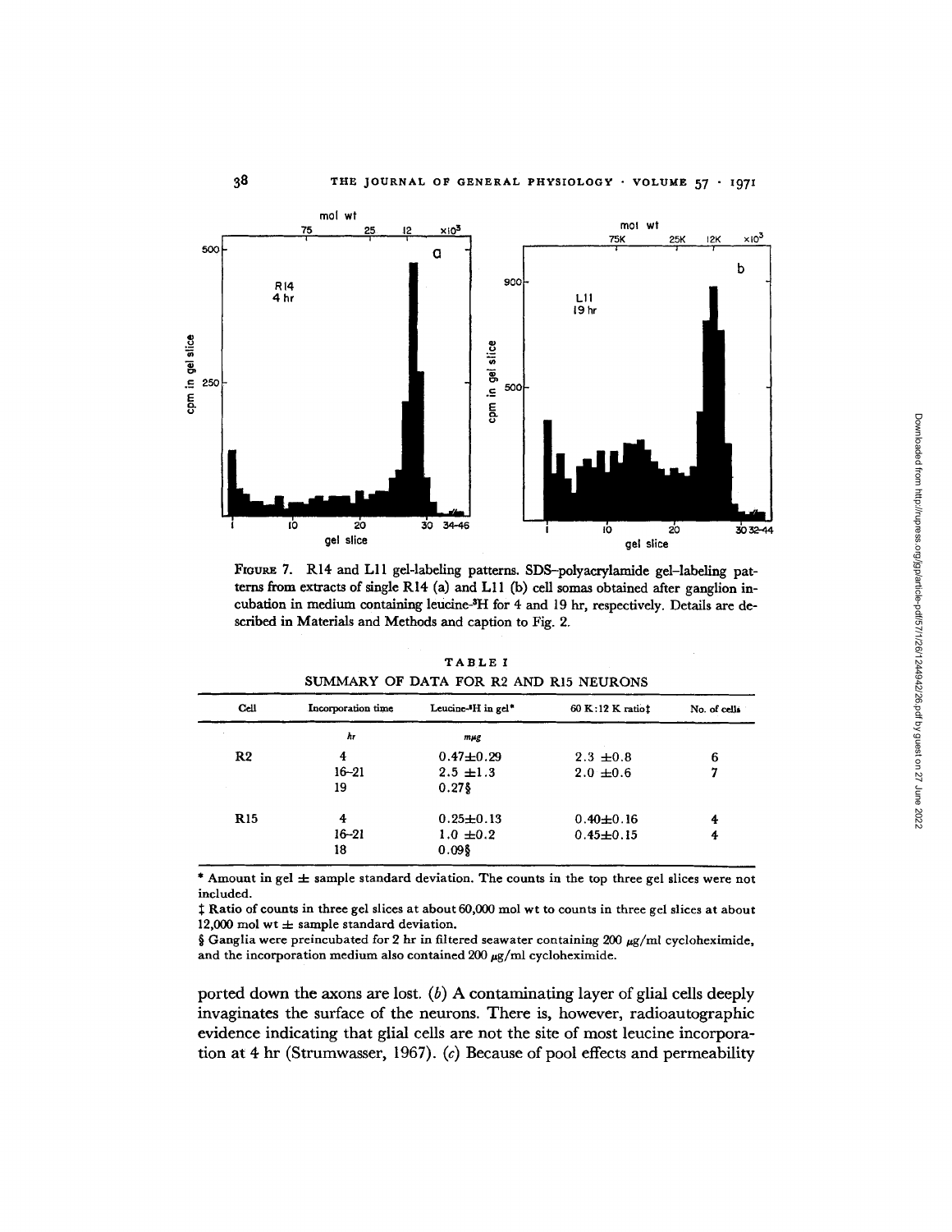FIGURE 7. R14 and L11 gel-labeling patterns. SDS–polyacrylamide gel–labeling patterns from extracts of single R14 (a) and L11 (b) cell somas obtained after ganglion incubation in medium containing leucine-$^3$H for 4 and 19 hr, respectively. Details are described in Materials and Methods and caption to Fig. 2.

TABLE I

SUMMARY OF DATA FOR R2 AND R15 NEURONS

| Cell | Incorporation time | Leucine-$^3$H in gel* | 60 K:12 K ratio‡ | No. of cells |
|---|---|---|---|---|
| | *hr* | *mμg* | | |
| R2 | 4 | 0.47±0.29 | 2.3 ±0.8 | 6 |
| | 16–21 | 2.5 ±1.3 | 2.0 ±0.6 | 7 |
| | 19 | 0.27§ | | |
| R15 | 4 | 0.25±0.13 | 0.40±0.16 | 4 |
| | 16–21 | 1.0 ±0.2 | 0.45±0.15 | 4 |
| | 18 | 0.09§ | | |

\* Amount in gel ± sample standard deviation. The counts in the top three gel slices were not included.

‡ Ratio of counts in three gel slices at about 60,000 mol wt to counts in three gel slices at about 12,000 mol wt ± sample standard deviation.

§ Ganglia were preincubated for 2 hr in filtered seawater containing 200 μg/ml cycloheximide, and the incorporation medium also contained 200 μg/ml cycloheximide.

ported down the axons are lost. (*b*) A contaminating layer of glial cells deeply invaginates the surface of the neurons. There is, however, radioautographic evidence indicating that glial cells are not the site of most leucine incorporation at 4 hr (Strumwasser, 1967). (*c*) Because of pool effects and permeability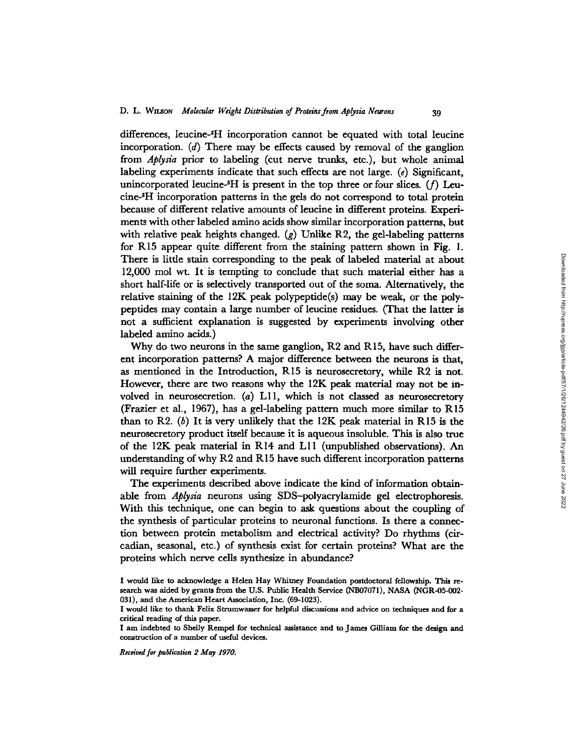differences, leucine-$^3$H incorporation cannot be equated with total leucine incorporation. (*d*) There may be effects caused by removal of the ganglion from *Aplysia* prior to labeling (cut nerve trunks, etc.), but whole animal labeling experiments indicate that such effects are not large. (*e*) Significant, unincorporated leucine-$^3$H is present in the top three or four slices. (*f*) Leucine-$^3$H incorporation patterns in the gels do not correspond to total protein because of different relative amounts of leucine in different proteins. Experiments with other labeled amino acids show similar incorporation patterns, but with relative peak heights changed. (*g*) Unlike R2, the gel-labeling patterns for R15 appear quite different from the staining pattern shown in Fig. 1. There is little stain corresponding to the peak of labeled material at about 12,000 mol wt. It is tempting to conclude that such material either has a short half-life or is selectively transported out of the soma. Alternatively, the relative staining of the 12K peak polypeptide(s) may be weak, or the polypeptides may contain a large number of leucine residues. (That the latter is not a sufficient explanation is suggested by experiments involving other labeled amino acids.)

Why do two neurons in the same ganglion, R2 and R15, have such different incorporation patterns? A major difference between the neurons is that, as mentioned in the Introduction, R15 is neurosecretory, while R2 is not. However, there are two reasons why the 12K peak material may not be involved in neurosecretion. (*a*) L11, which is not classed as neurosecretory (Frazier et al., 1967), has a gel-labeling pattern much more similar to R15 than to R2. (*b*) It is very unlikely that the 12K peak material in R15 is the neurosecretory product itself because it is aqueous insoluble. This is also true of the 12K peak material in R14 and L11 (unpublished observations). An understanding of why R2 and R15 have such different incorporation patterns will require further experiments.

The experiments described above indicate the kind of information obtainable from *Aplysia* neurons using SDS–polyacrylamide gel electrophoresis. With this technique, one can begin to ask questions about the coupling of the synthesis of particular proteins to neuronal functions. Is there a connection between protein metabolism and electrical activity? Do rhythms (circadian, seasonal, etc.) of synthesis exist for certain proteins? What are the proteins which nerve cells synthesize in abundance?

I would like to acknowledge a Helen Hay Whitney Foundation postdoctoral fellowship. This research was aided by grants from the U.S. Public Health Service (NB07071), NASA (NGR-05-002-031), and the American Heart Association, Inc. (69-1023).

I would like to thank Felix Strumwasser for helpful discussions and advice on techniques and for a critical reading of this paper.

I am indebted to Shelly Rempel for technical assistance and to James Gilliam for the design and construction of a number of useful devices.

*Received for publication 2 May 1970.*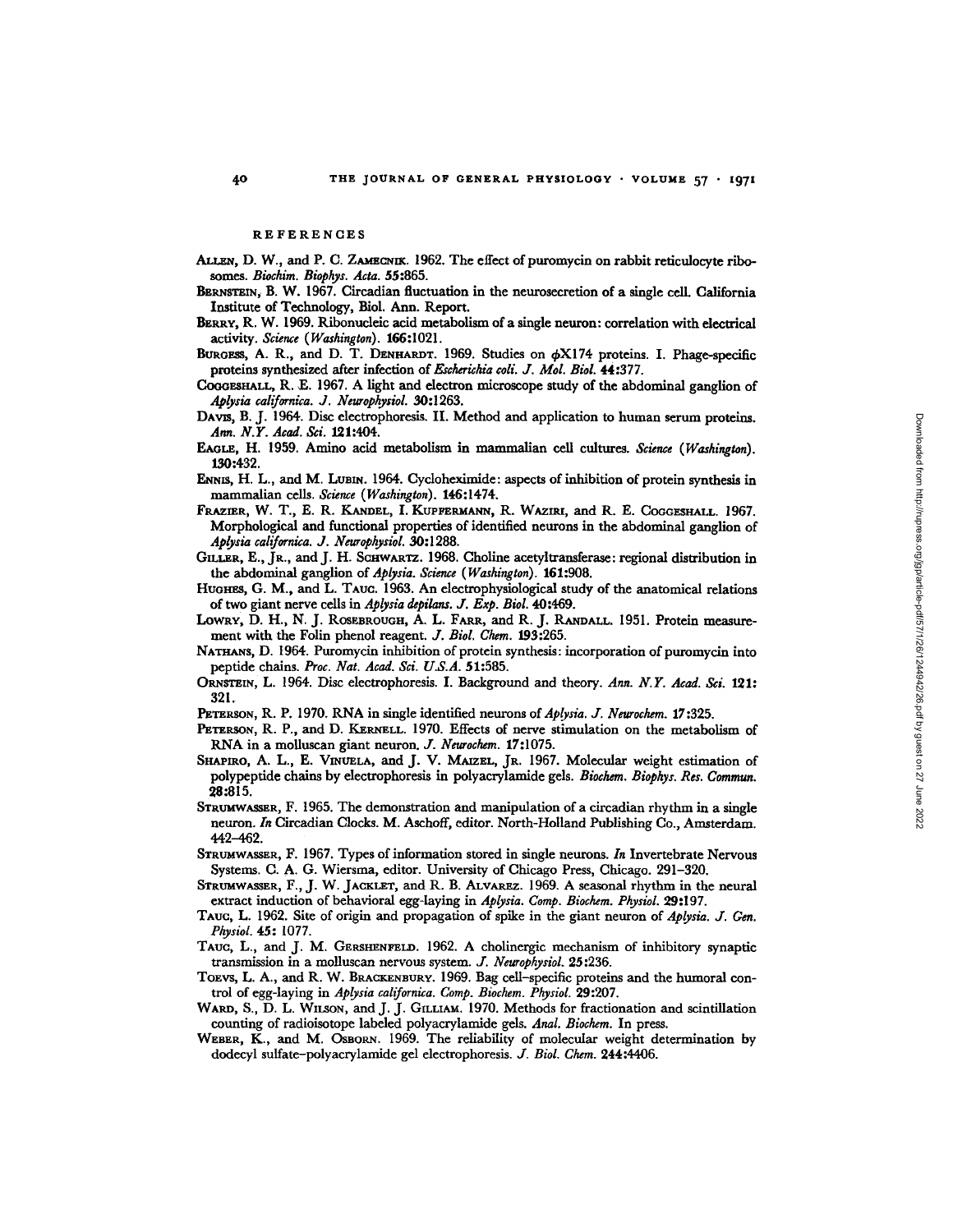## REFERENCES

Allen, D. W., and P. C. Zamecnik. 1962. The effect of puromycin on rabbit reticulocyte ribosomes. *Biochim. Biophys. Acta.* **55**:865.

Bernstein, B. W. 1967. Circadian fluctuation in the neurosecretion of a single cell. California Institute of Technology, Biol. Ann. Report.

Berry, R. W. 1969. Ribonucleic acid metabolism of a single neuron: correlation with electrical activity. *Science (Washington).* **166**:1021.

Burgess, A. R., and D. T. Denhardt. 1969. Studies on $\phi$X174 proteins. I. Phage-specific proteins synthesized after infection of *Escherichia coli*. *J. Mol. Biol.* **44**:377.

Coggeshall, R. E. 1967. A light and electron microscope study of the abdominal ganglion of *Aplysia californica*. *J. Neurophysiol.* **30**:1263.

Davis, B. J. 1964. Disc electrophoresis. II. Method and application to human serum proteins. *Ann. N.Y. Acad. Sci.* **121**:404.

Eagle, H. 1959. Amino acid metabolism in mammalian cell cultures. *Science (Washington).* **130**:432.

Ennis, H. L., and M. Lubin. 1964. Cycloheximide: aspects of inhibition of protein synthesis in mammalian cells. *Science (Washington).* **146**:1474.

Frazier, W. T., E. R. Kandel, I. Kupfermann, R. Waziri, and R. E. Coggeshall. 1967. Morphological and functional properties of identified neurons in the abdominal ganglion of *Aplysia californica*. *J. Neurophysiol.* **30**:1288.

Giller, E., Jr., and J. H. Schwartz. 1968. Choline acetyltransferase: regional distribution in the abdominal ganglion of *Aplysia*. *Science (Washington).* **161**:908.

Hughes, G. M., and L. Tauc. 1963. An electrophysiological study of the anatomical relations of two giant nerve cells in *Aplysia depilans*. *J. Exp. Biol.* **40**:469.

Lowry, D. H., N. J. Rosebrough, A. L. Farr, and R. J. Randall. 1951. Protein measurement with the Folin phenol reagent. *J. Biol. Chem.* **193**:265.

Nathans, D. 1964. Puromycin inhibition of protein synthesis: incorporation of puromycin into peptide chains. *Proc. Nat. Acad. Sci. U.S.A.* **51**:585.

Ornstein, L. 1964. Disc electrophoresis. I. Background and theory. *Ann. N.Y. Acad. Sci.* **121**: 321.

Peterson, R. P. 1970. RNA in single identified neurons of *Aplysia*. *J. Neurochem.* **17**:325.

Peterson, R. P., and D. Kernell. 1970. Effects of nerve stimulation on the metabolism of RNA in a molluscan giant neuron. *J. Neurochem.* **17**:1075.

Shapiro, A. L., E. Vinuela, and J. V. Maizel, Jr. 1967. Molecular weight estimation of polypeptide chains by electrophoresis in polyacrylamide gels. *Biochem. Biophys. Res. Commun.* **28**:815.

Strumwasser, F. 1965. The demonstration and manipulation of a circadian rhythm in a single neuron. *In* Circadian Clocks. M. Aschoff, editor. North-Holland Publishing Co., Amsterdam. 442–462.

Strumwasser, F. 1967. Types of information stored in single neurons. *In* Invertebrate Nervous Systems. C. A. G. Wiersma, editor. University of Chicago Press, Chicago. 291–320.

Strumwasser, F., J. W. Jacklet, and R. B. Alvarez. 1969. A seasonal rhythm in the neural extract induction of behavioral egg-laying in *Aplysia*. *Comp. Biochem. Physiol.* **29**:197.

Tauc, L. 1962. Site of origin and propagation of spike in the giant neuron of *Aplysia*. *J. Gen. Physiol.* **45**: 1077.

Tauc, L., and J. M. Gershenfeld. 1962. A cholinergic mechanism of inhibitory synaptic transmission in a molluscan nervous system. *J. Neurophysiol.* **25**:236.

Toevs, L. A., and R. W. Brackenbury. 1969. Bag cell-specific proteins and the humoral control of egg-laying in *Aplysia californica*. *Comp. Biochem. Physiol.* **29**:207.

Ward, S., D. L. Wilson, and J. J. Gilliam. 1970. Methods for fractionation and scintillation counting of radioisotope labeled polyacrylamide gels. *Anal. Biochem.* In press.

Weber, K., and M. Osborn. 1969. The reliability of molecular weight determination by dodecyl sulfate-polyacrylamide gel electrophoresis. *J. Biol. Chem.* **244**:4406.